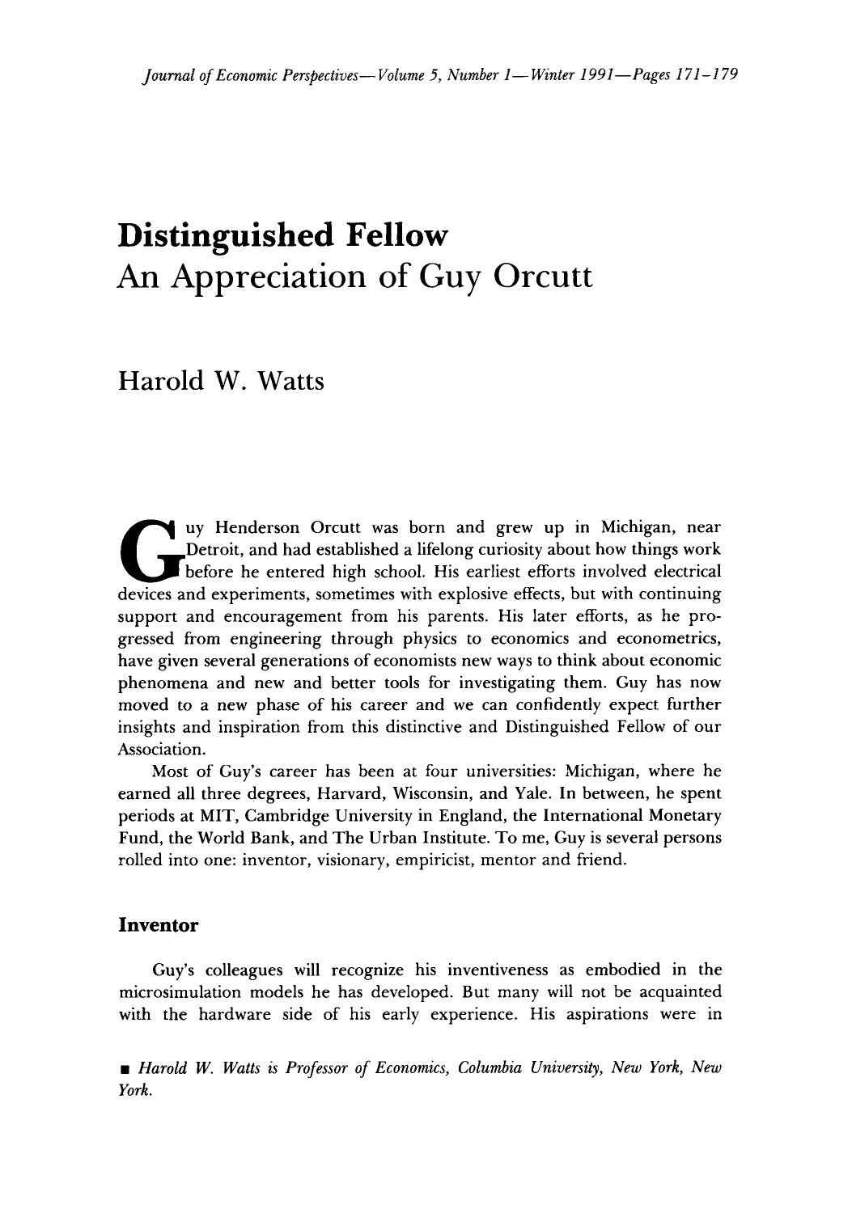# Distinguished Fellow
# An Appreciation of Guy Orcutt

## Harold W. Watts

Guy Henderson Orcutt was born and grew up in Michigan, near Detroit, and had established a lifelong curiosity about how things work before he entered high school. His earliest efforts involved electrical devices and experiments, sometimes with explosive effects, but with continuing support and encouragement from his parents. His later efforts, as he progressed from engineering through physics to economics and econometrics, have given several generations of economists new ways to think about economic phenomena and new and better tools for investigating them. Guy has now moved to a new phase of his career and we can confidently expect further insights and inspiration from this distinctive and Distinguished Fellow of our Association.

Most of Guy's career has been at four universities: Michigan, where he earned all three degrees, Harvard, Wisconsin, and Yale. In between, he spent periods at MIT, Cambridge University in England, the International Monetary Fund, the World Bank, and The Urban Institute. To me, Guy is several persons rolled into one: inventor, visionary, empiricist, mentor and friend.

### Inventor

Guy's colleagues will recognize his inventiveness as embodied in the microsimulation models he has developed. But many will not be acquainted with the hardware side of his early experience. His aspirations were in

■ *Harold W. Watts is Professor of Economics, Columbia University, New York, New York.*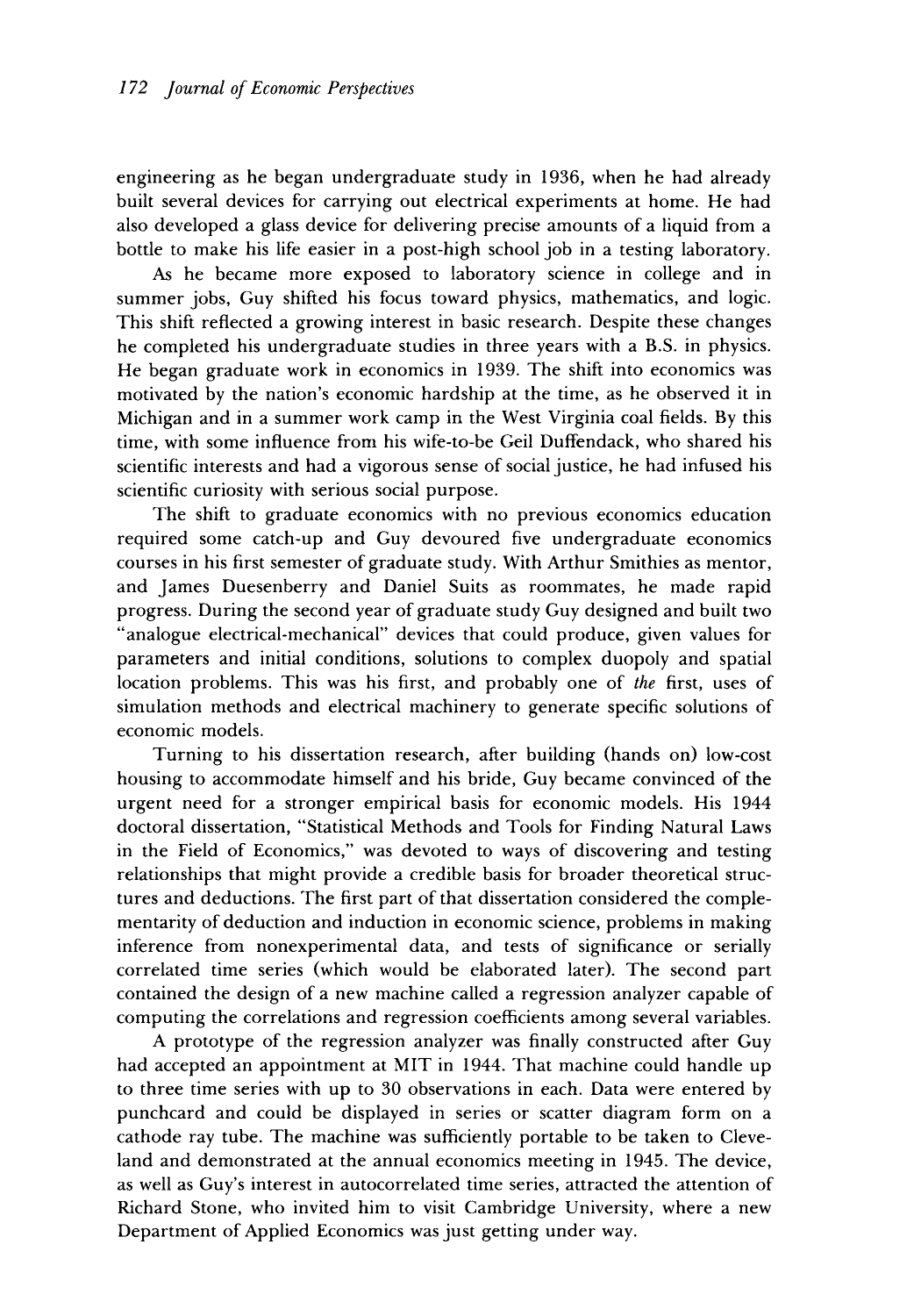engineering as he began undergraduate study in 1936, when he had already built several devices for carrying out electrical experiments at home. He had also developed a glass device for delivering precise amounts of a liquid from a bottle to make his life easier in a post-high school job in a testing laboratory.

As he became more exposed to laboratory science in college and in summer jobs, Guy shifted his focus toward physics, mathematics, and logic. This shift reflected a growing interest in basic research. Despite these changes he completed his undergraduate studies in three years with a B.S. in physics. He began graduate work in economics in 1939. The shift into economics was motivated by the nation's economic hardship at the time, as he observed it in Michigan and in a summer work camp in the West Virginia coal fields. By this time, with some influence from his wife-to-be Geil Duffendack, who shared his scientific interests and had a vigorous sense of social justice, he had infused his scientific curiosity with serious social purpose.

The shift to graduate economics with no previous economics education required some catch-up and Guy devoured five undergraduate economics courses in his first semester of graduate study. With Arthur Smithies as mentor, and James Duesenberry and Daniel Suits as roommates, he made rapid progress. During the second year of graduate study Guy designed and built two "analogue electrical-mechanical" devices that could produce, given values for parameters and initial conditions, solutions to complex duopoly and spatial location problems. This was his first, and probably one of *the* first, uses of simulation methods and electrical machinery to generate specific solutions of economic models.

Turning to his dissertation research, after building (hands on) low-cost housing to accommodate himself and his bride, Guy became convinced of the urgent need for a stronger empirical basis for economic models. His 1944 doctoral dissertation, "Statistical Methods and Tools for Finding Natural Laws in the Field of Economics," was devoted to ways of discovering and testing relationships that might provide a credible basis for broader theoretical structures and deductions. The first part of that dissertation considered the complementarity of deduction and induction in economic science, problems in making inference from nonexperimental data, and tests of significance or serially correlated time series (which would be elaborated later). The second part contained the design of a new machine called a regression analyzer capable of computing the correlations and regression coefficients among several variables.

A prototype of the regression analyzer was finally constructed after Guy had accepted an appointment at MIT in 1944. That machine could handle up to three time series with up to 30 observations in each. Data were entered by punchcard and could be displayed in series or scatter diagram form on a cathode ray tube. The machine was sufficiently portable to be taken to Cleveland and demonstrated at the annual economics meeting in 1945. The device, as well as Guy's interest in autocorrelated time series, attracted the attention of Richard Stone, who invited him to visit Cambridge University, where a new Department of Applied Economics was just getting under way.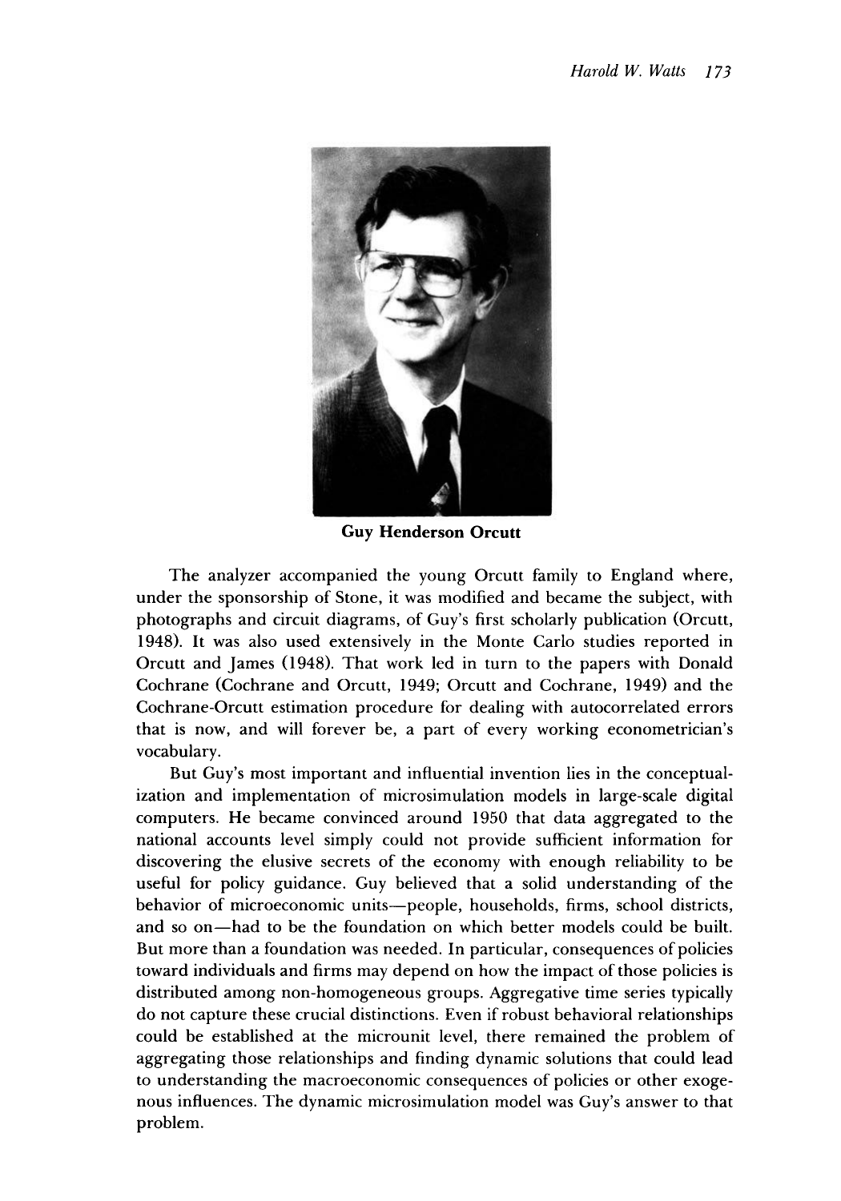**Guy Henderson Orcutt**

The analyzer accompanied the young Orcutt family to England where, under the sponsorship of Stone, it was modified and became the subject, with photographs and circuit diagrams, of Guy's first scholarly publication (Orcutt, 1948). It was also used extensively in the Monte Carlo studies reported in Orcutt and James (1948). That work led in turn to the papers with Donald Cochrane (Cochrane and Orcutt, 1949; Orcutt and Cochrane, 1949) and the Cochrane-Orcutt estimation procedure for dealing with autocorrelated errors that is now, and will forever be, a part of every working econometrician's vocabulary.

But Guy's most important and influential invention lies in the conceptualization and implementation of microsimulation models in large-scale digital computers. He became convinced around 1950 that data aggregated to the national accounts level simply could not provide sufficient information for discovering the elusive secrets of the economy with enough reliability to be useful for policy guidance. Guy believed that a solid understanding of the behavior of microeconomic units—people, households, firms, school districts, and so on—had to be the foundation on which better models could be built. But more than a foundation was needed. In particular, consequences of policies toward individuals and firms may depend on how the impact of those policies is distributed among non-homogeneous groups. Aggregative time series typically do not capture these crucial distinctions. Even if robust behavioral relationships could be established at the microunit level, there remained the problem of aggregating those relationships and finding dynamic solutions that could lead to understanding the macroeconomic consequences of policies or other exogenous influences. The dynamic microsimulation model was Guy's answer to that problem.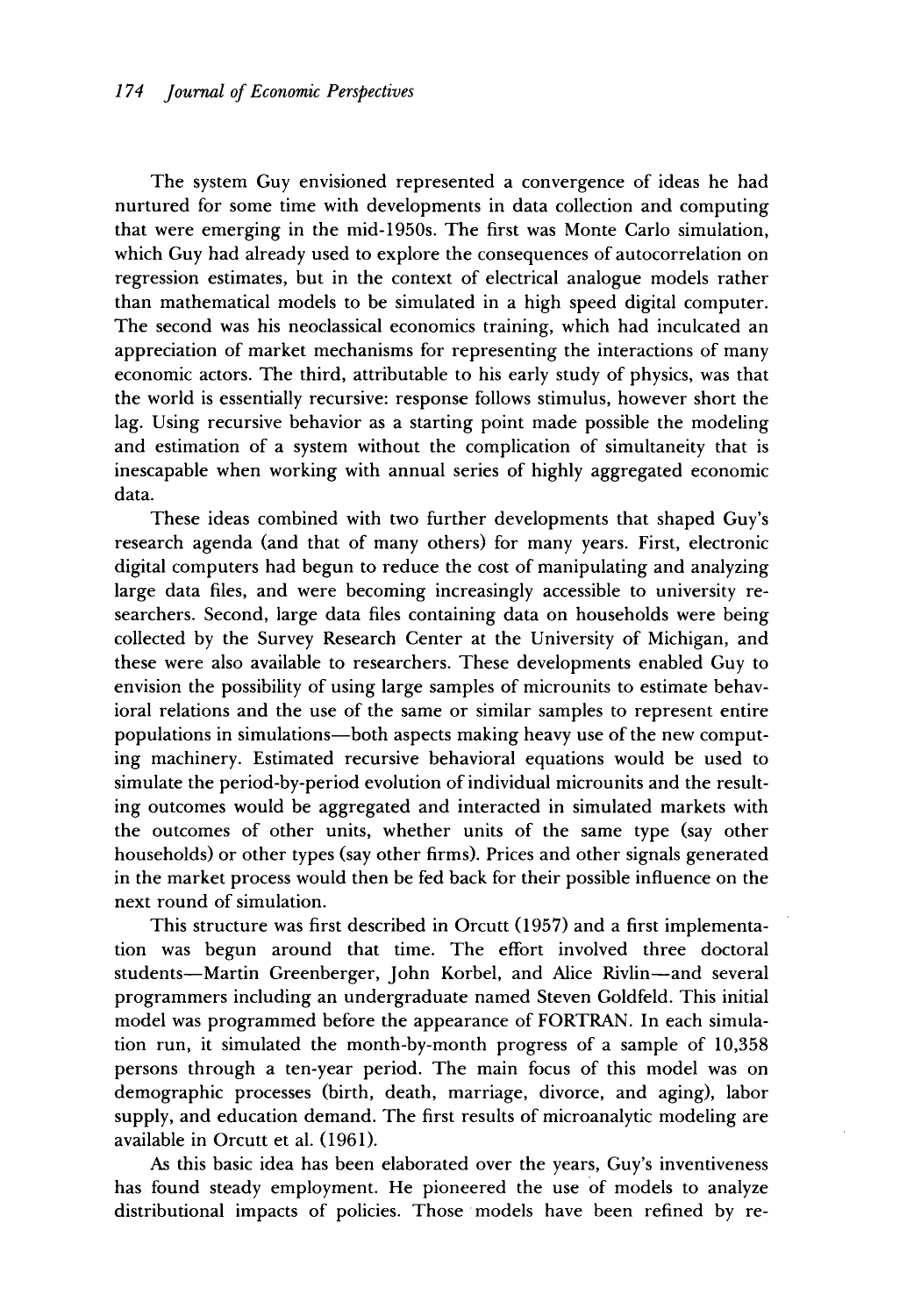The system Guy envisioned represented a convergence of ideas he had nurtured for some time with developments in data collection and computing that were emerging in the mid-1950s. The first was Monte Carlo simulation, which Guy had already used to explore the consequences of autocorrelation on regression estimates, but in the context of electrical analogue models rather than mathematical models to be simulated in a high speed digital computer. The second was his neoclassical economics training, which had inculcated an appreciation of market mechanisms for representing the interactions of many economic actors. The third, attributable to his early study of physics, was that the world is essentially recursive: response follows stimulus, however short the lag. Using recursive behavior as a starting point made possible the modeling and estimation of a system without the complication of simultaneity that is inescapable when working with annual series of highly aggregated economic data.

These ideas combined with two further developments that shaped Guy's research agenda (and that of many others) for many years. First, electronic digital computers had begun to reduce the cost of manipulating and analyzing large data files, and were becoming increasingly accessible to university researchers. Second, large data files containing data on households were being collected by the Survey Research Center at the University of Michigan, and these were also available to researchers. These developments enabled Guy to envision the possibility of using large samples of microunits to estimate behavioral relations and the use of the same or similar samples to represent entire populations in simulations—both aspects making heavy use of the new computing machinery. Estimated recursive behavioral equations would be used to simulate the period-by-period evolution of individual microunits and the resulting outcomes would be aggregated and interacted in simulated markets with the outcomes of other units, whether units of the same type (say other households) or other types (say other firms). Prices and other signals generated in the market process would then be fed back for their possible influence on the next round of simulation.

This structure was first described in Orcutt (1957) and a first implementation was begun around that time. The effort involved three doctoral students—Martin Greenberger, John Korbel, and Alice Rivlin—and several programmers including an undergraduate named Steven Goldfeld. This initial model was programmed before the appearance of FORTRAN. In each simulation run, it simulated the month-by-month progress of a sample of 10,358 persons through a ten-year period. The main focus of this model was on demographic processes (birth, death, marriage, divorce, and aging), labor supply, and education demand. The first results of microanalytic modeling are available in Orcutt et al. (1961).

As this basic idea has been elaborated over the years, Guy's inventiveness has found steady employment. He pioneered the use of models to analyze distributional impacts of policies. Those models have been refined by re-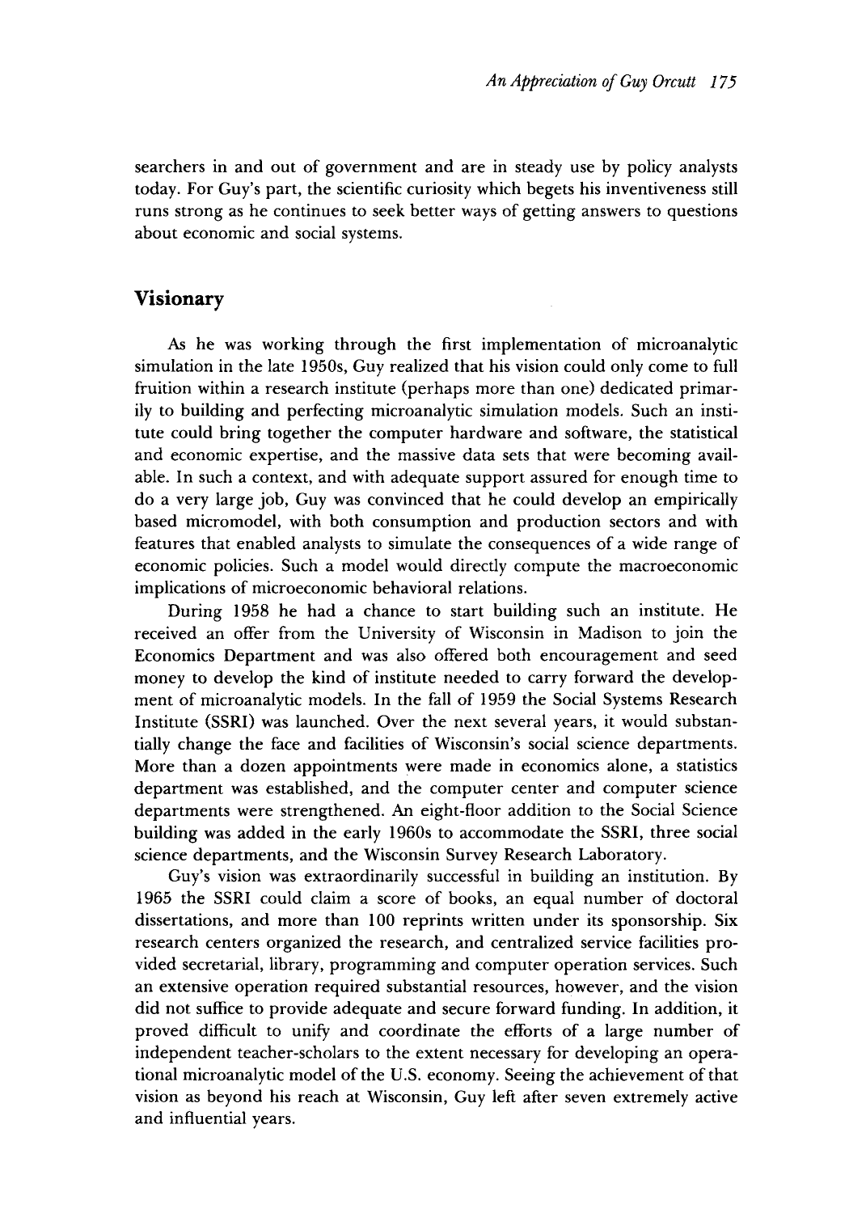searchers in and out of government and are in steady use by policy analysts today. For Guy's part, the scientific curiosity which begets his inventiveness still runs strong as he continues to seek better ways of getting answers to questions about economic and social systems.

## Visionary

As he was working through the first implementation of microanalytic simulation in the late 1950s, Guy realized that his vision could only come to full fruition within a research institute (perhaps more than one) dedicated primarily to building and perfecting microanalytic simulation models. Such an institute could bring together the computer hardware and software, the statistical and economic expertise, and the massive data sets that were becoming available. In such a context, and with adequate support assured for enough time to do a very large job, Guy was convinced that he could develop an empirically based micromodel, with both consumption and production sectors and with features that enabled analysts to simulate the consequences of a wide range of economic policies. Such a model would directly compute the macroeconomic implications of microeconomic behavioral relations.

During 1958 he had a chance to start building such an institute. He received an offer from the University of Wisconsin in Madison to join the Economics Department and was also offered both encouragement and seed money to develop the kind of institute needed to carry forward the development of microanalytic models. In the fall of 1959 the Social Systems Research Institute (SSRI) was launched. Over the next several years, it would substantially change the face and facilities of Wisconsin's social science departments. More than a dozen appointments were made in economics alone, a statistics department was established, and the computer center and computer science departments were strengthened. An eight-floor addition to the Social Science building was added in the early 1960s to accommodate the SSRI, three social science departments, and the Wisconsin Survey Research Laboratory.

Guy's vision was extraordinarily successful in building an institution. By 1965 the SSRI could claim a score of books, an equal number of doctoral dissertations, and more than 100 reprints written under its sponsorship. Six research centers organized the research, and centralized service facilities provided secretarial, library, programming and computer operation services. Such an extensive operation required substantial resources, however, and the vision did not suffice to provide adequate and secure forward funding. In addition, it proved difficult to unify and coordinate the efforts of a large number of independent teacher-scholars to the extent necessary for developing an operational microanalytic model of the U.S. economy. Seeing the achievement of that vision as beyond his reach at Wisconsin, Guy left after seven extremely active and influential years.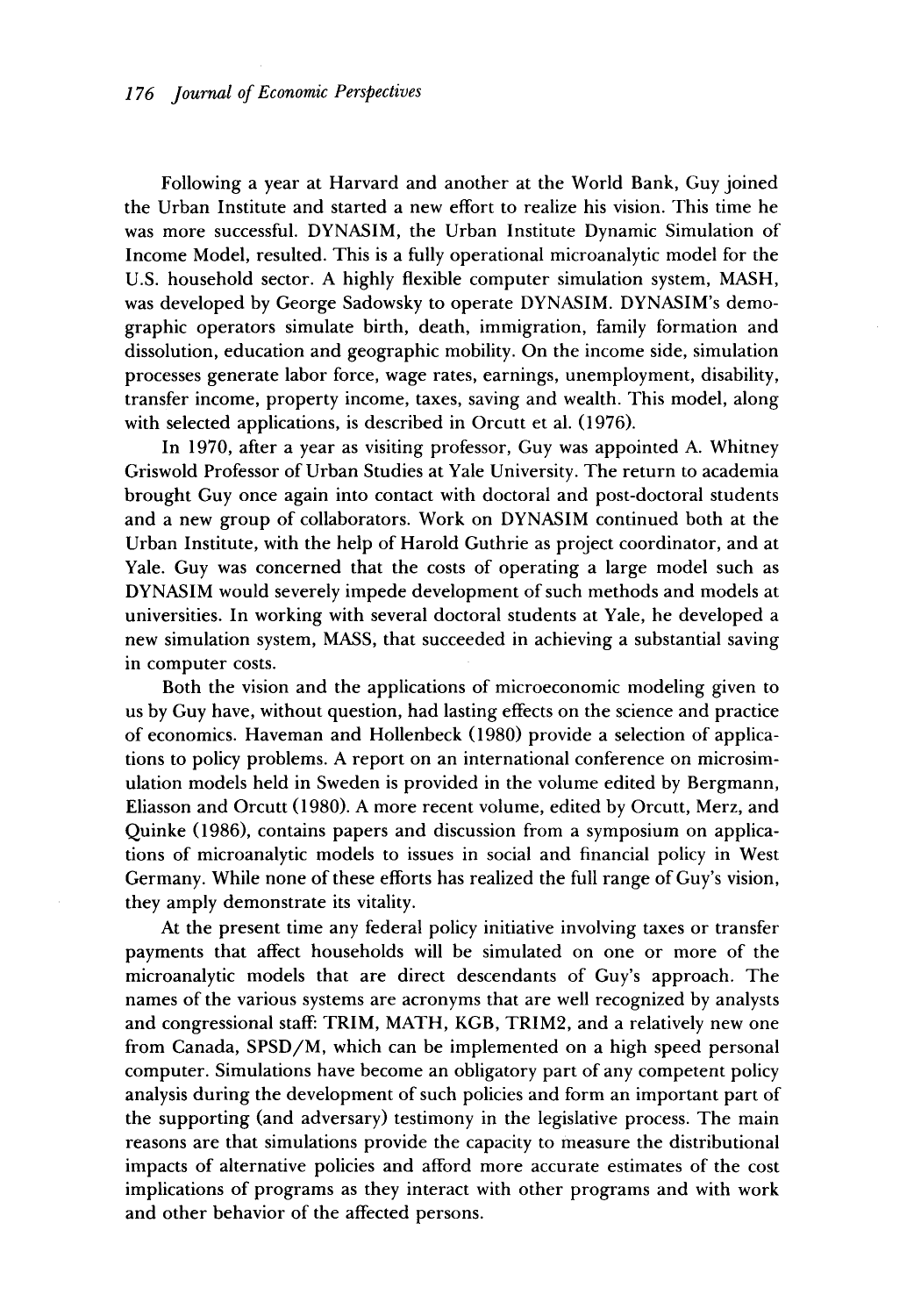Following a year at Harvard and another at the World Bank, Guy joined the Urban Institute and started a new effort to realize his vision. This time he was more successful. DYNASIM, the Urban Institute Dynamic Simulation of Income Model, resulted. This is a fully operational microanalytic model for the U.S. household sector. A highly flexible computer simulation system, MASH, was developed by George Sadowsky to operate DYNASIM. DYNASIM's demographic operators simulate birth, death, immigration, family formation and dissolution, education and geographic mobility. On the income side, simulation processes generate labor force, wage rates, earnings, unemployment, disability, transfer income, property income, taxes, saving and wealth. This model, along with selected applications, is described in Orcutt et al. (1976).

In 1970, after a year as visiting professor, Guy was appointed A. Whitney Griswold Professor of Urban Studies at Yale University. The return to academia brought Guy once again into contact with doctoral and post-doctoral students and a new group of collaborators. Work on DYNASIM continued both at the Urban Institute, with the help of Harold Guthrie as project coordinator, and at Yale. Guy was concerned that the costs of operating a large model such as DYNASIM would severely impede development of such methods and models at universities. In working with several doctoral students at Yale, he developed a new simulation system, MASS, that succeeded in achieving a substantial saving in computer costs.

Both the vision and the applications of microeconomic modeling given to us by Guy have, without question, had lasting effects on the science and practice of economics. Haveman and Hollenbeck (1980) provide a selection of applications to policy problems. A report on an international conference on microsimulation models held in Sweden is provided in the volume edited by Bergmann, Eliasson and Orcutt (1980). A more recent volume, edited by Orcutt, Merz, and Quinke (1986), contains papers and discussion from a symposium on applications of microanalytic models to issues in social and financial policy in West Germany. While none of these efforts has realized the full range of Guy's vision, they amply demonstrate its vitality.

At the present time any federal policy initiative involving taxes or transfer payments that affect households will be simulated on one or more of the microanalytic models that are direct descendants of Guy's approach. The names of the various systems are acronyms that are well recognized by analysts and congressional staff: TRIM, MATH, KGB, TRIM2, and a relatively new one from Canada, SPSD/M, which can be implemented on a high speed personal computer. Simulations have become an obligatory part of any competent policy analysis during the development of such policies and form an important part of the supporting (and adversary) testimony in the legislative process. The main reasons are that simulations provide the capacity to measure the distributional impacts of alternative policies and afford more accurate estimates of the cost implications of programs as they interact with other programs and with work and other behavior of the affected persons.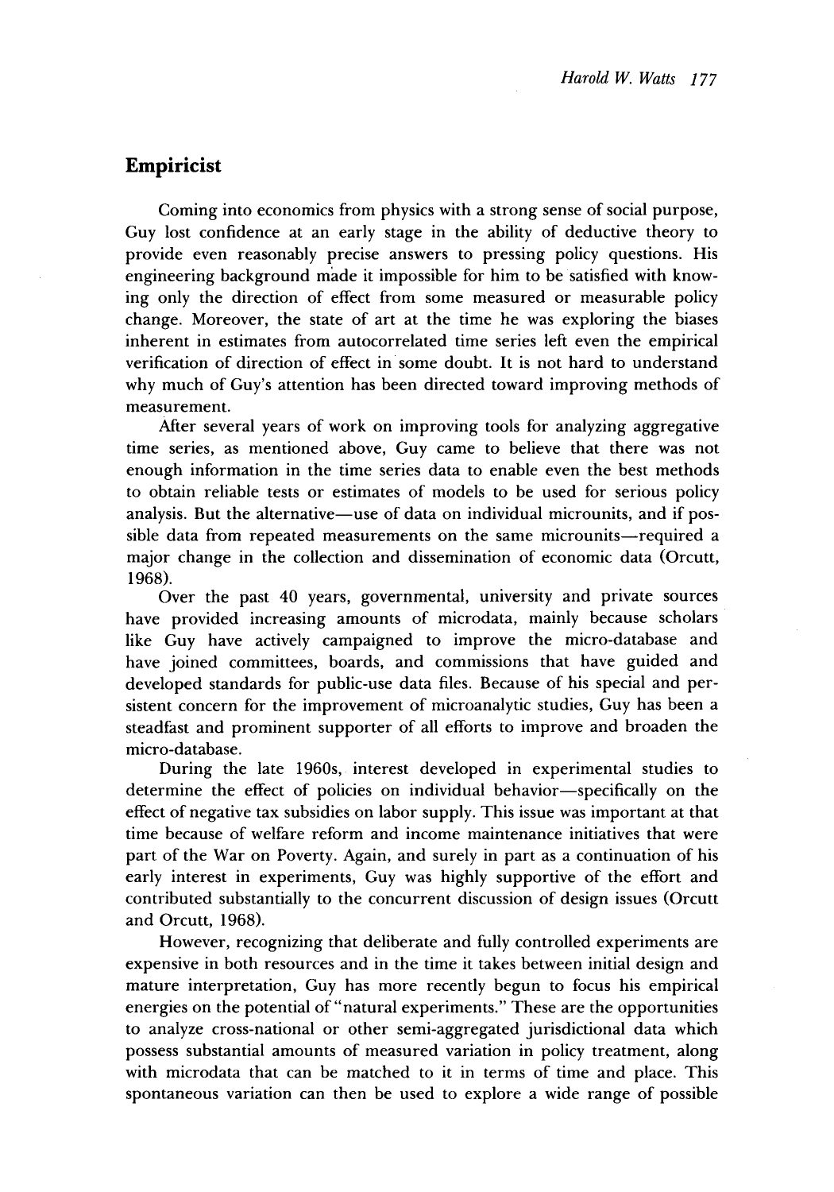## Empiricist

Coming into economics from physics with a strong sense of social purpose, Guy lost confidence at an early stage in the ability of deductive theory to provide even reasonably precise answers to pressing policy questions. His engineering background made it impossible for him to be satisfied with knowing only the direction of effect from some measured or measurable policy change. Moreover, the state of art at the time he was exploring the biases inherent in estimates from autocorrelated time series left even the empirical verification of direction of effect in some doubt. It is not hard to understand why much of Guy's attention has been directed toward improving methods of measurement.

After several years of work on improving tools for analyzing aggregative time series, as mentioned above, Guy came to believe that there was not enough information in the time series data to enable even the best methods to obtain reliable tests or estimates of models to be used for serious policy analysis. But the alternative—use of data on individual microunits, and if possible data from repeated measurements on the same microunits—required a major change in the collection and dissemination of economic data (Orcutt, 1968).

Over the past 40 years, governmental, university and private sources have provided increasing amounts of microdata, mainly because scholars like Guy have actively campaigned to improve the micro-database and have joined committees, boards, and commissions that have guided and developed standards for public-use data files. Because of his special and persistent concern for the improvement of microanalytic studies, Guy has been a steadfast and prominent supporter of all efforts to improve and broaden the micro-database.

During the late 1960s, interest developed in experimental studies to determine the effect of policies on individual behavior—specifically on the effect of negative tax subsidies on labor supply. This issue was important at that time because of welfare reform and income maintenance initiatives that were part of the War on Poverty. Again, and surely in part as a continuation of his early interest in experiments, Guy was highly supportive of the effort and contributed substantially to the concurrent discussion of design issues (Orcutt and Orcutt, 1968).

However, recognizing that deliberate and fully controlled experiments are expensive in both resources and in the time it takes between initial design and mature interpretation, Guy has more recently begun to focus his empirical energies on the potential of "natural experiments." These are the opportunities to analyze cross-national or other semi-aggregated jurisdictional data which possess substantial amounts of measured variation in policy treatment, along with microdata that can be matched to it in terms of time and place. This spontaneous variation can then be used to explore a wide range of possible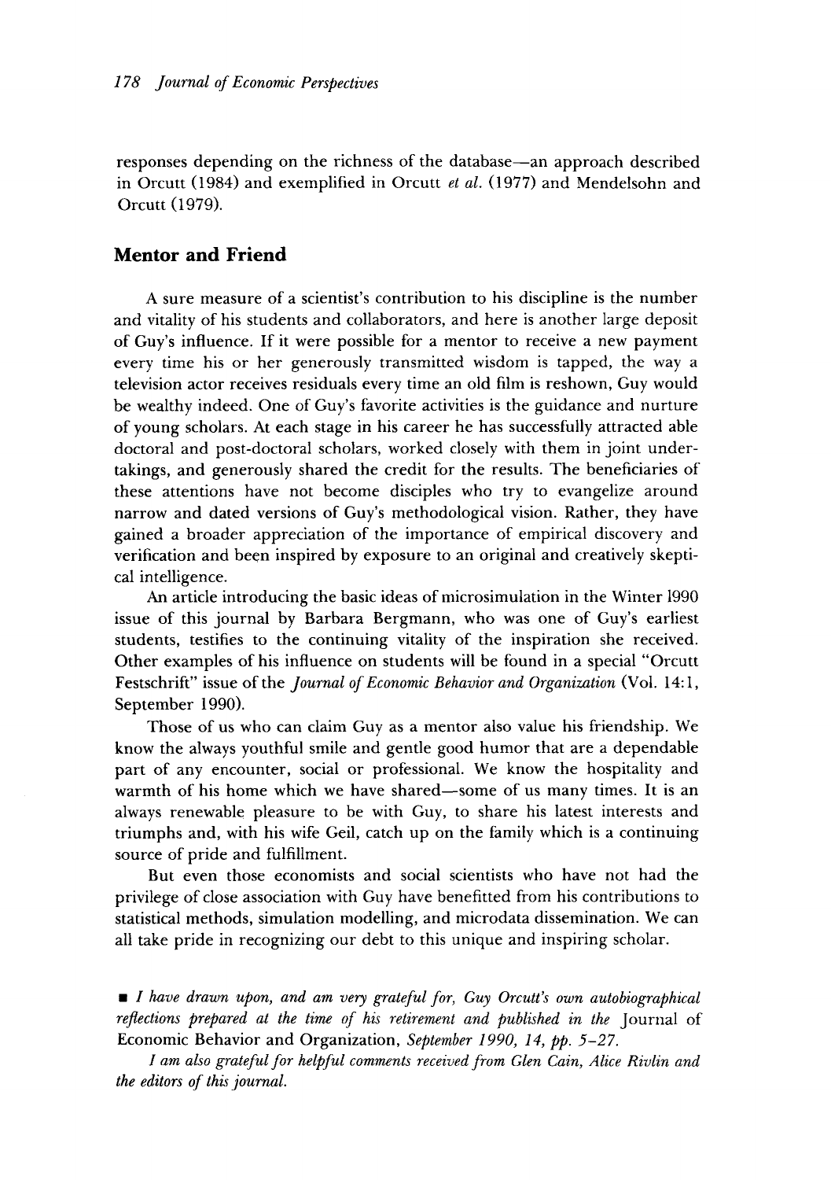responses depending on the richness of the database—an approach described in Orcutt (1984) and exemplified in Orcutt *et al.* (1977) and Mendelsohn and Orcutt (1979).

## Mentor and Friend

A sure measure of a scientist's contribution to his discipline is the number and vitality of his students and collaborators, and here is another large deposit of Guy's influence. If it were possible for a mentor to receive a new payment every time his or her generously transmitted wisdom is tapped, the way a television actor receives residuals every time an old film is reshown, Guy would be wealthy indeed. One of Guy's favorite activities is the guidance and nurture of young scholars. At each stage in his career he has successfully attracted able doctoral and post-doctoral scholars, worked closely with them in joint undertakings, and generously shared the credit for the results. The beneficiaries of these attentions have not become disciples who try to evangelize around narrow and dated versions of Guy's methodological vision. Rather, they have gained a broader appreciation of the importance of empirical discovery and verification and been inspired by exposure to an original and creatively skeptical intelligence.

An article introducing the basic ideas of microsimulation in the Winter 1990 issue of this journal by Barbara Bergmann, who was one of Guy's earliest students, testifies to the continuing vitality of the inspiration she received. Other examples of his influence on students will be found in a special "Orcutt Festschrift" issue of the *Journal of Economic Behavior and Organization* (Vol. 14:1, September 1990).

Those of us who can claim Guy as a mentor also value his friendship. We know the always youthful smile and gentle good humor that are a dependable part of any encounter, social or professional. We know the hospitality and warmth of his home which we have shared—some of us many times. It is an always renewable pleasure to be with Guy, to share his latest interests and triumphs and, with his wife Geil, catch up on the family which is a continuing source of pride and fulfillment.

But even those economists and social scientists who have not had the privilege of close association with Guy have benefitted from his contributions to statistical methods, simulation modelling, and microdata dissemination. We can all take pride in recognizing our debt to this unique and inspiring scholar.

■ *I have drawn upon, and am very grateful for, Guy Orcutt's own autobiographical reflections prepared at the time of his retirement and published in the* Journal of Economic Behavior and Organization, *September 1990, 14, pp. 5–27.*

*I am also grateful for helpful comments received from Glen Cain, Alice Rivlin and the editors of this journal.*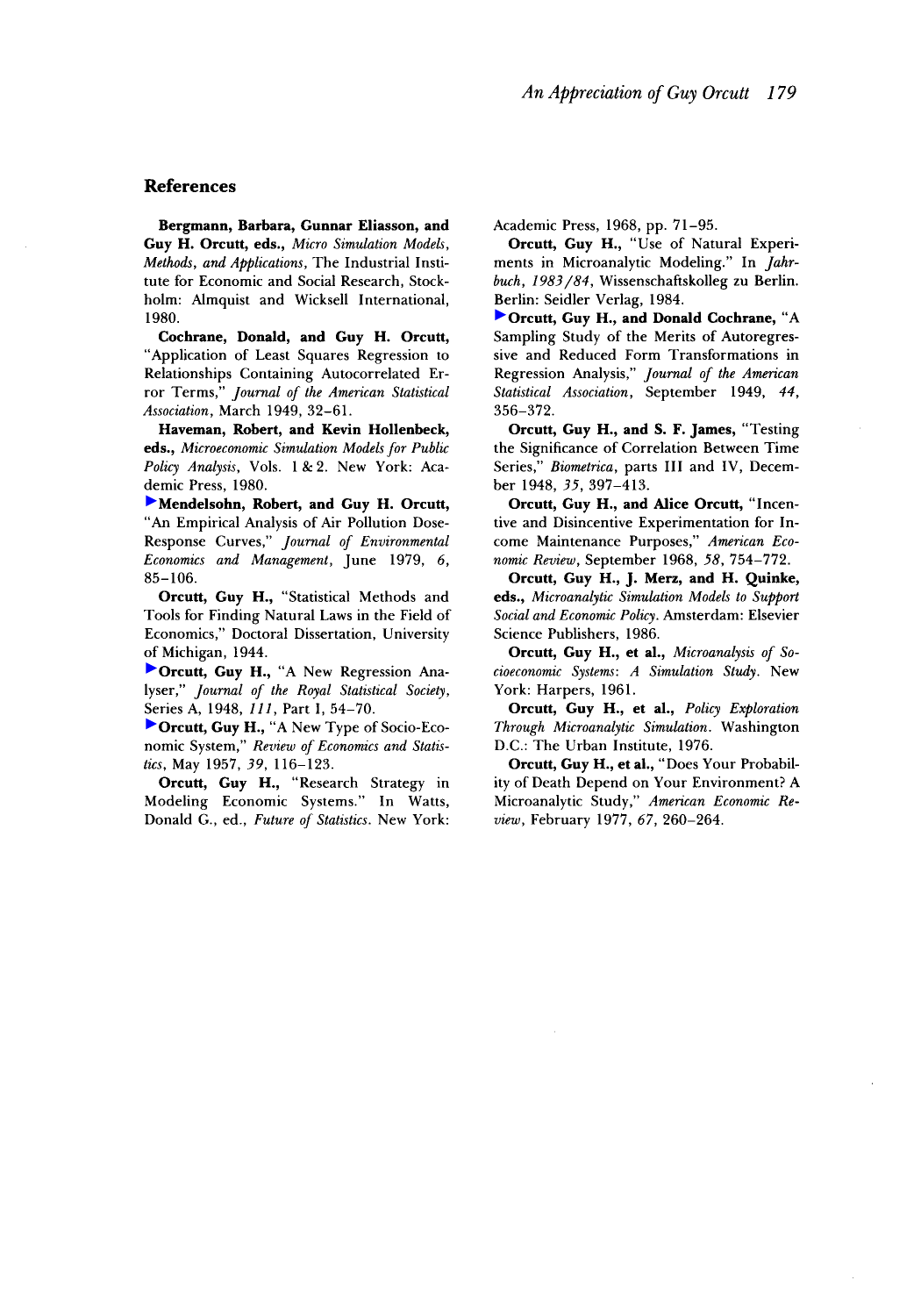## References

**Bergmann, Barbara, Gunnar Eliasson, and Guy H. Orcutt, eds.,** *Micro Simulation Models, Methods, and Applications,* The Industrial Institute for Economic and Social Research, Stockholm: Almquist and Wicksell International, 1980.

**Cochrane, Donald, and Guy H. Orcutt,** "Application of Least Squares Regression to Relationships Containing Autocorrelated Error Terms," *Journal of the American Statistical Association,* March 1949, 32–61.

**Haveman, Robert, and Kevin Hollenbeck, eds.,** *Microeconomic Simulation Models for Public Policy Analysis,* Vols. 1 & 2. New York: Academic Press, 1980.

▶**Mendelsohn, Robert, and Guy H. Orcutt,** "An Empirical Analysis of Air Pollution Dose-Response Curves," *Journal of Environmental Economics and Management,* June 1979, *6,* 85–106.

**Orcutt, Guy H.,** "Statistical Methods and Tools for Finding Natural Laws in the Field of Economics," Doctoral Dissertation, University of Michigan, 1944.

▶**Orcutt, Guy H.,** "A New Regression Analyser," *Journal of the Royal Statistical Society,* Series A, 1948, *111,* Part I, 54–70.

▶**Orcutt, Guy H.,** "A New Type of Socio-Economic System," *Review of Economics and Statistics,* May 1957, *39,* 116–123.

**Orcutt, Guy H.,** "Research Strategy in Modeling Economic Systems." In Watts, Donald G., ed., *Future of Statistics.* New York: Academic Press, 1968, pp. 71–95.

**Orcutt, Guy H.,** "Use of Natural Experiments in Microanalytic Modeling." In *Jahrbuch, 1983/84,* Wissenschaftskolleg zu Berlin. Berlin: Seidler Verlag, 1984.

▶**Orcutt, Guy H., and Donald Cochrane,** "A Sampling Study of the Merits of Autoregressive and Reduced Form Transformations in Regression Analysis," *Journal of the American Statistical Association,* September 1949, *44,* 356–372.

**Orcutt, Guy H., and S. F. James,** "Testing the Significance of Correlation Between Time Series," *Biometrica,* parts III and IV, December 1948, *35,* 397–413.

**Orcutt, Guy H., and Alice Orcutt,** "Incentive and Disincentive Experimentation for Income Maintenance Purposes," *American Economic Review,* September 1968, *58,* 754–772.

**Orcutt, Guy H., J. Merz, and H. Quinke, eds.,** *Microanalytic Simulation Models to Support Social and Economic Policy.* Amsterdam: Elsevier Science Publishers, 1986.

**Orcutt, Guy H., et al.,** *Microanalysis of Socioeconomic Systems: A Simulation Study.* New York: Harpers, 1961.

**Orcutt, Guy H., et al.,** *Policy Exploration Through Microanalytic Simulation.* Washington D.C.: The Urban Institute, 1976.

**Orcutt, Guy H., et al.,** "Does Your Probability of Death Depend on Your Environment? A Microanalytic Study," *American Economic Review,* February 1977, *67,* 260–264.